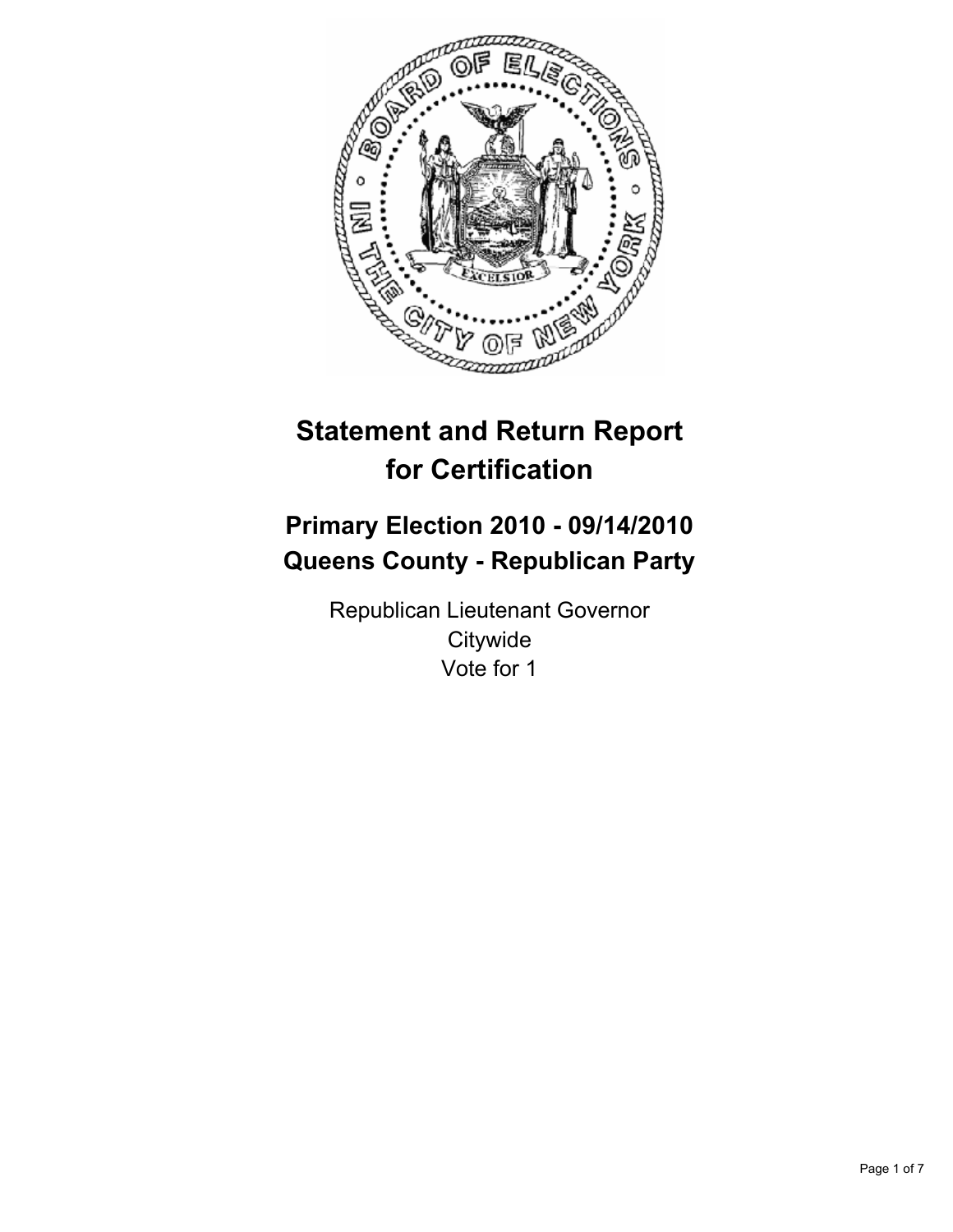# Statement and Return Report for Certification

## Primary Election 2010 - 09/14/2010
## Queens County - Republican Party

Republican Lieutenant Governor
Citywide
Vote for 1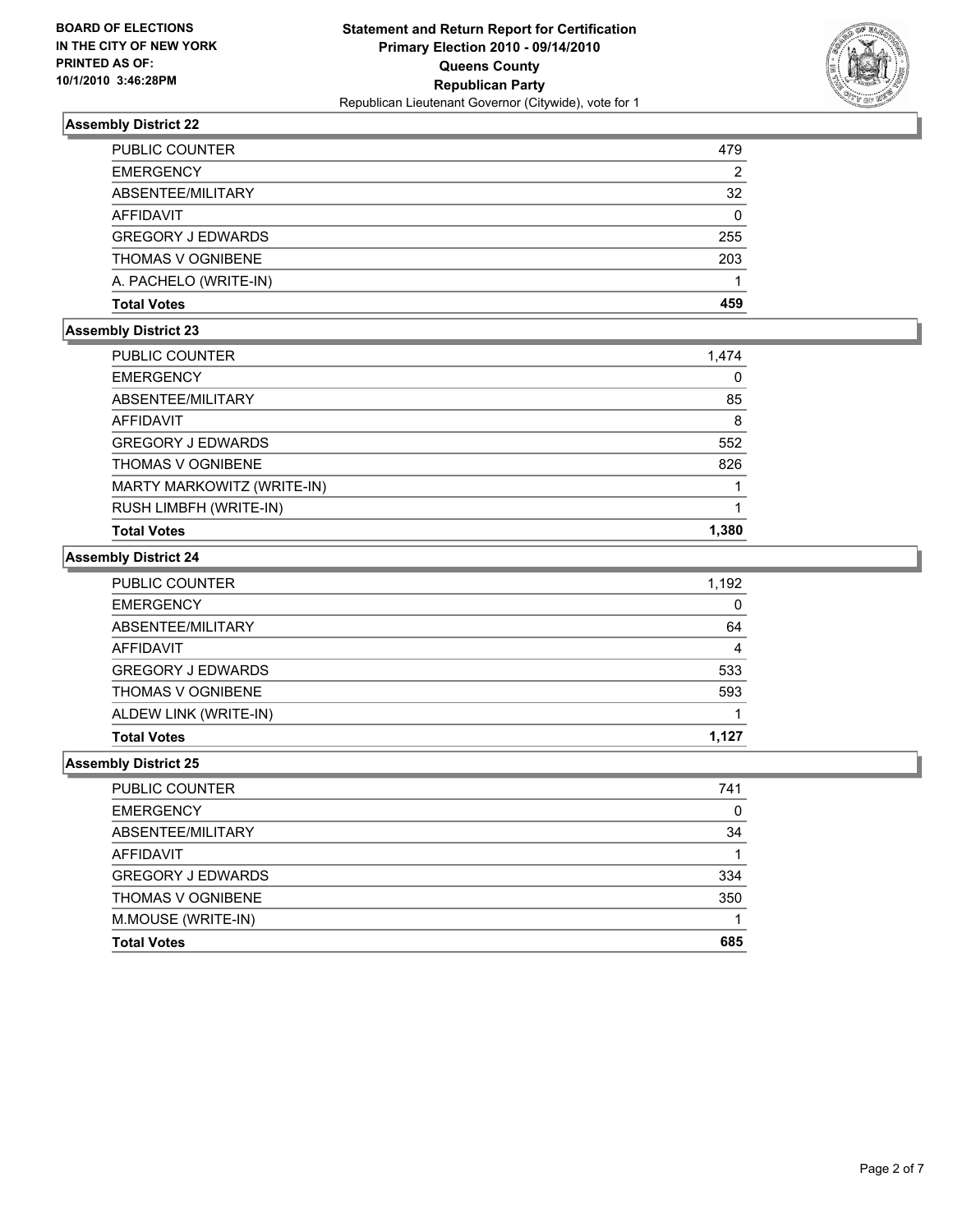**BOARD OF ELECTIONS IN THE CITY OF NEW YORK PRINTED AS OF: 10/1/2010 3:46:28PM**

**Statement and Return Report for Certification**
**Primary Election 2010 - 09/14/2010**
**Queens County**
**Republican Party**
Republican Lieutenant Governor (Citywide), vote for 1

### Assembly District 22

| | |
|---|---|
| PUBLIC COUNTER | 479 |
| EMERGENCY | 2 |
| ABSENTEE/MILITARY | 32 |
| AFFIDAVIT | 0 |
| GREGORY J EDWARDS | 255 |
| THOMAS V OGNIBENE | 203 |
| A. PACHELO (WRITE-IN) | 1 |
| **Total Votes** | **459** |

### Assembly District 23

| | |
|---|---|
| PUBLIC COUNTER | 1,474 |
| EMERGENCY | 0 |
| ABSENTEE/MILITARY | 85 |
| AFFIDAVIT | 8 |
| GREGORY J EDWARDS | 552 |
| THOMAS V OGNIBENE | 826 |
| MARTY MARKOWITZ (WRITE-IN) | 1 |
| RUSH LIMBFH (WRITE-IN) | 1 |
| **Total Votes** | **1,380** |

### Assembly District 24

| | |
|---|---|
| PUBLIC COUNTER | 1,192 |
| EMERGENCY | 0 |
| ABSENTEE/MILITARY | 64 |
| AFFIDAVIT | 4 |
| GREGORY J EDWARDS | 533 |
| THOMAS V OGNIBENE | 593 |
| ALDEW LINK (WRITE-IN) | 1 |
| **Total Votes** | **1,127** |

### Assembly District 25

| | |
|---|---|
| PUBLIC COUNTER | 741 |
| EMERGENCY | 0 |
| ABSENTEE/MILITARY | 34 |
| AFFIDAVIT | 1 |
| GREGORY J EDWARDS | 334 |
| THOMAS V OGNIBENE | 350 |
| M.MOUSE (WRITE-IN) | 1 |
| **Total Votes** | **685** |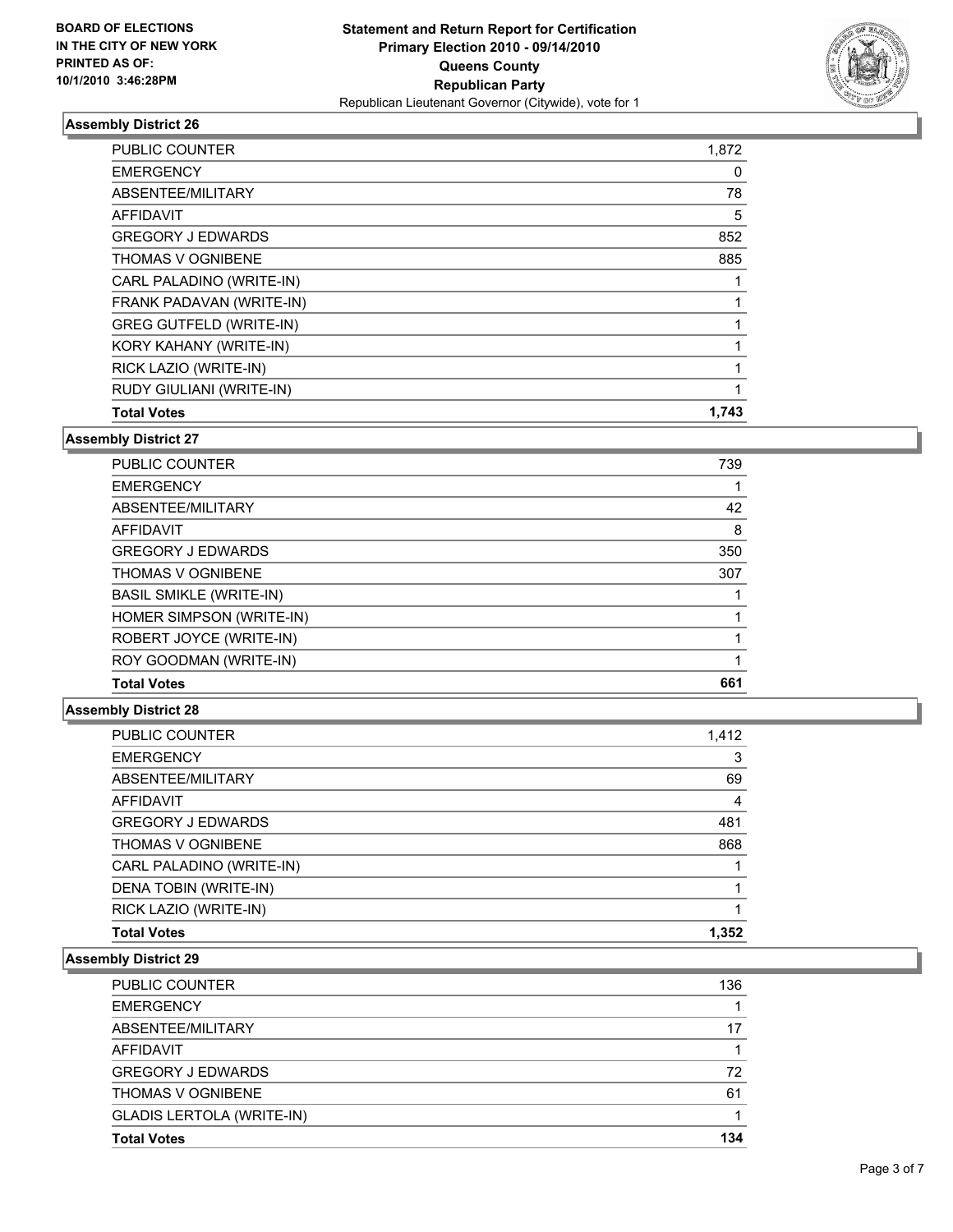**BOARD OF ELECTIONS IN THE CITY OF NEW YORK PRINTED AS OF: 10/1/2010 3:46:28PM**

**Statement and Return Report for Certification**
**Primary Election 2010 - 09/14/2010**
**Queens County**
**Republican Party**
Republican Lieutenant Governor (Citywide), vote for 1

### Assembly District 26

| | |
|---|---|
| PUBLIC COUNTER | 1,872 |
| EMERGENCY | 0 |
| ABSENTEE/MILITARY | 78 |
| AFFIDAVIT | 5 |
| GREGORY J EDWARDS | 852 |
| THOMAS V OGNIBENE | 885 |
| CARL PALADINO (WRITE-IN) | 1 |
| FRANK PADAVAN (WRITE-IN) | 1 |
| GREG GUTFELD (WRITE-IN) | 1 |
| KORY KAHANY (WRITE-IN) | 1 |
| RICK LAZIO (WRITE-IN) | 1 |
| RUDY GIULIANI (WRITE-IN) | 1 |
| **Total Votes** | **1,743** |

### Assembly District 27

| | |
|---|---|
| PUBLIC COUNTER | 739 |
| EMERGENCY | 1 |
| ABSENTEE/MILITARY | 42 |
| AFFIDAVIT | 8 |
| GREGORY J EDWARDS | 350 |
| THOMAS V OGNIBENE | 307 |
| BASIL SMIKLE (WRITE-IN) | 1 |
| HOMER SIMPSON (WRITE-IN) | 1 |
| ROBERT JOYCE (WRITE-IN) | 1 |
| ROY GOODMAN (WRITE-IN) | 1 |
| **Total Votes** | **661** |

### Assembly District 28

| | |
|---|---|
| PUBLIC COUNTER | 1,412 |
| EMERGENCY | 3 |
| ABSENTEE/MILITARY | 69 |
| AFFIDAVIT | 4 |
| GREGORY J EDWARDS | 481 |
| THOMAS V OGNIBENE | 868 |
| CARL PALADINO (WRITE-IN) | 1 |
| DENA TOBIN (WRITE-IN) | 1 |
| RICK LAZIO (WRITE-IN) | 1 |
| **Total Votes** | **1,352** |

### Assembly District 29

| | |
|---|---|
| PUBLIC COUNTER | 136 |
| EMERGENCY | 1 |
| ABSENTEE/MILITARY | 17 |
| AFFIDAVIT | 1 |
| GREGORY J EDWARDS | 72 |
| THOMAS V OGNIBENE | 61 |
| GLADIS LERTOLA (WRITE-IN) | 1 |
| **Total Votes** | **134** |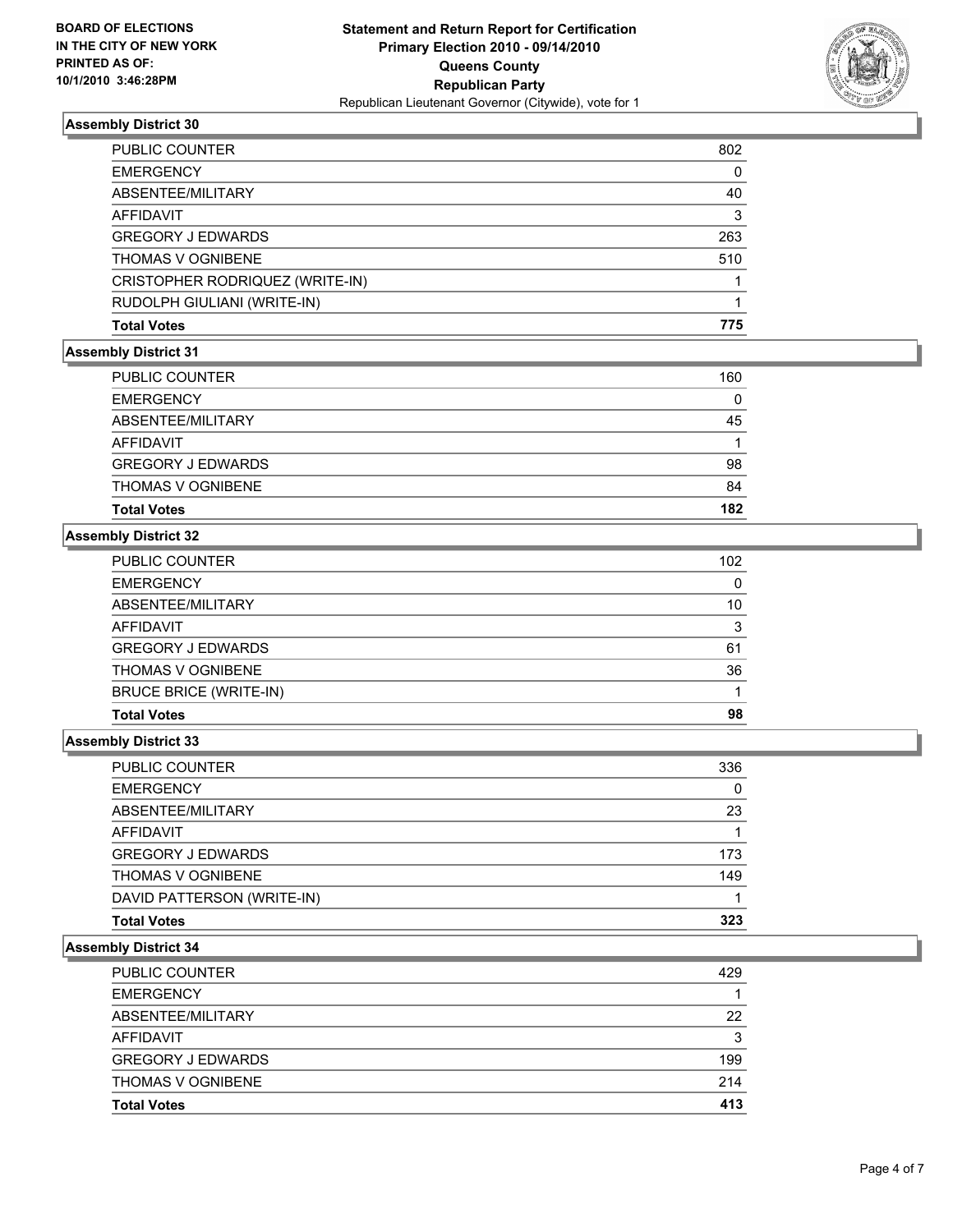BOARD OF ELECTIONS
IN THE CITY OF NEW YORK
PRINTED AS OF:
10/1/2010 3:46:28PM

**Statement and Return Report for Certification**
**Primary Election 2010 - 09/14/2010**
**Queens County**
**Republican Party**
Republican Lieutenant Governor (Citywide), vote for 1

### Assembly District 30

| | |
|---|---|
| PUBLIC COUNTER | 802 |
| EMERGENCY | 0 |
| ABSENTEE/MILITARY | 40 |
| AFFIDAVIT | 3 |
| GREGORY J EDWARDS | 263 |
| THOMAS V OGNIBENE | 510 |
| CRISTOPHER RODRIQUEZ (WRITE-IN) | 1 |
| RUDOLPH GIULIANI (WRITE-IN) | 1 |
| **Total Votes** | **775** |

### Assembly District 31

| | |
|---|---|
| PUBLIC COUNTER | 160 |
| EMERGENCY | 0 |
| ABSENTEE/MILITARY | 45 |
| AFFIDAVIT | 1 |
| GREGORY J EDWARDS | 98 |
| THOMAS V OGNIBENE | 84 |
| **Total Votes** | **182** |

### Assembly District 32

| | |
|---|---|
| PUBLIC COUNTER | 102 |
| EMERGENCY | 0 |
| ABSENTEE/MILITARY | 10 |
| AFFIDAVIT | 3 |
| GREGORY J EDWARDS | 61 |
| THOMAS V OGNIBENE | 36 |
| BRUCE BRICE (WRITE-IN) | 1 |
| **Total Votes** | **98** |

### Assembly District 33

| | |
|---|---|
| PUBLIC COUNTER | 336 |
| EMERGENCY | 0 |
| ABSENTEE/MILITARY | 23 |
| AFFIDAVIT | 1 |
| GREGORY J EDWARDS | 173 |
| THOMAS V OGNIBENE | 149 |
| DAVID PATTERSON (WRITE-IN) | 1 |
| **Total Votes** | **323** |

### Assembly District 34

| | |
|---|---|
| PUBLIC COUNTER | 429 |
| EMERGENCY | 1 |
| ABSENTEE/MILITARY | 22 |
| AFFIDAVIT | 3 |
| GREGORY J EDWARDS | 199 |
| THOMAS V OGNIBENE | 214 |
| **Total Votes** | **413** |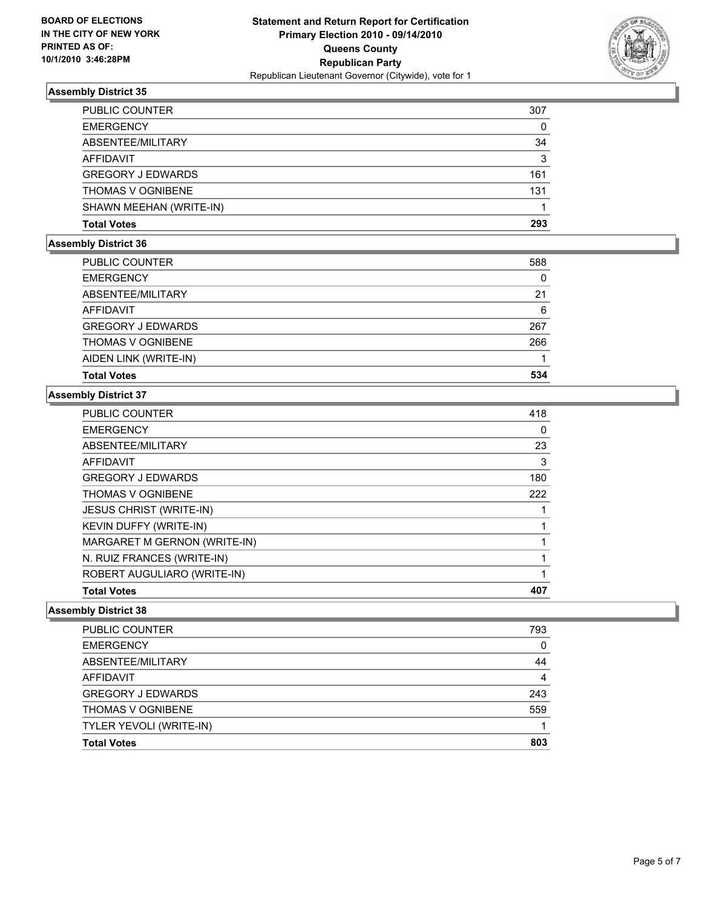**BOARD OF ELECTIONS IN THE CITY OF NEW YORK PRINTED AS OF: 10/1/2010 3:46:28PM**

# Statement and Return Report for Certification
## Primary Election 2010 - 09/14/2010
## Queens County
## Republican Party
Republican Lieutenant Governor (Citywide), vote for 1

### Assembly District 35

| | |
|---|---|
| PUBLIC COUNTER | 307 |
| EMERGENCY | 0 |
| ABSENTEE/MILITARY | 34 |
| AFFIDAVIT | 3 |
| GREGORY J EDWARDS | 161 |
| THOMAS V OGNIBENE | 131 |
| SHAWN MEEHAN (WRITE-IN) | 1 |
| **Total Votes** | **293** |

### Assembly District 36

| | |
|---|---|
| PUBLIC COUNTER | 588 |
| EMERGENCY | 0 |
| ABSENTEE/MILITARY | 21 |
| AFFIDAVIT | 6 |
| GREGORY J EDWARDS | 267 |
| THOMAS V OGNIBENE | 266 |
| AIDEN LINK (WRITE-IN) | 1 |
| **Total Votes** | **534** |

### Assembly District 37

| | |
|---|---|
| PUBLIC COUNTER | 418 |
| EMERGENCY | 0 |
| ABSENTEE/MILITARY | 23 |
| AFFIDAVIT | 3 |
| GREGORY J EDWARDS | 180 |
| THOMAS V OGNIBENE | 222 |
| JESUS CHRIST (WRITE-IN) | 1 |
| KEVIN DUFFY (WRITE-IN) | 1 |
| MARGARET M GERNON (WRITE-IN) | 1 |
| N. RUIZ FRANCES (WRITE-IN) | 1 |
| ROBERT AUGULIARO (WRITE-IN) | 1 |
| **Total Votes** | **407** |

### Assembly District 38

| | |
|---|---|
| PUBLIC COUNTER | 793 |
| EMERGENCY | 0 |
| ABSENTEE/MILITARY | 44 |
| AFFIDAVIT | 4 |
| GREGORY J EDWARDS | 243 |
| THOMAS V OGNIBENE | 559 |
| TYLER YEVOLI (WRITE-IN) | 1 |
| **Total Votes** | **803** |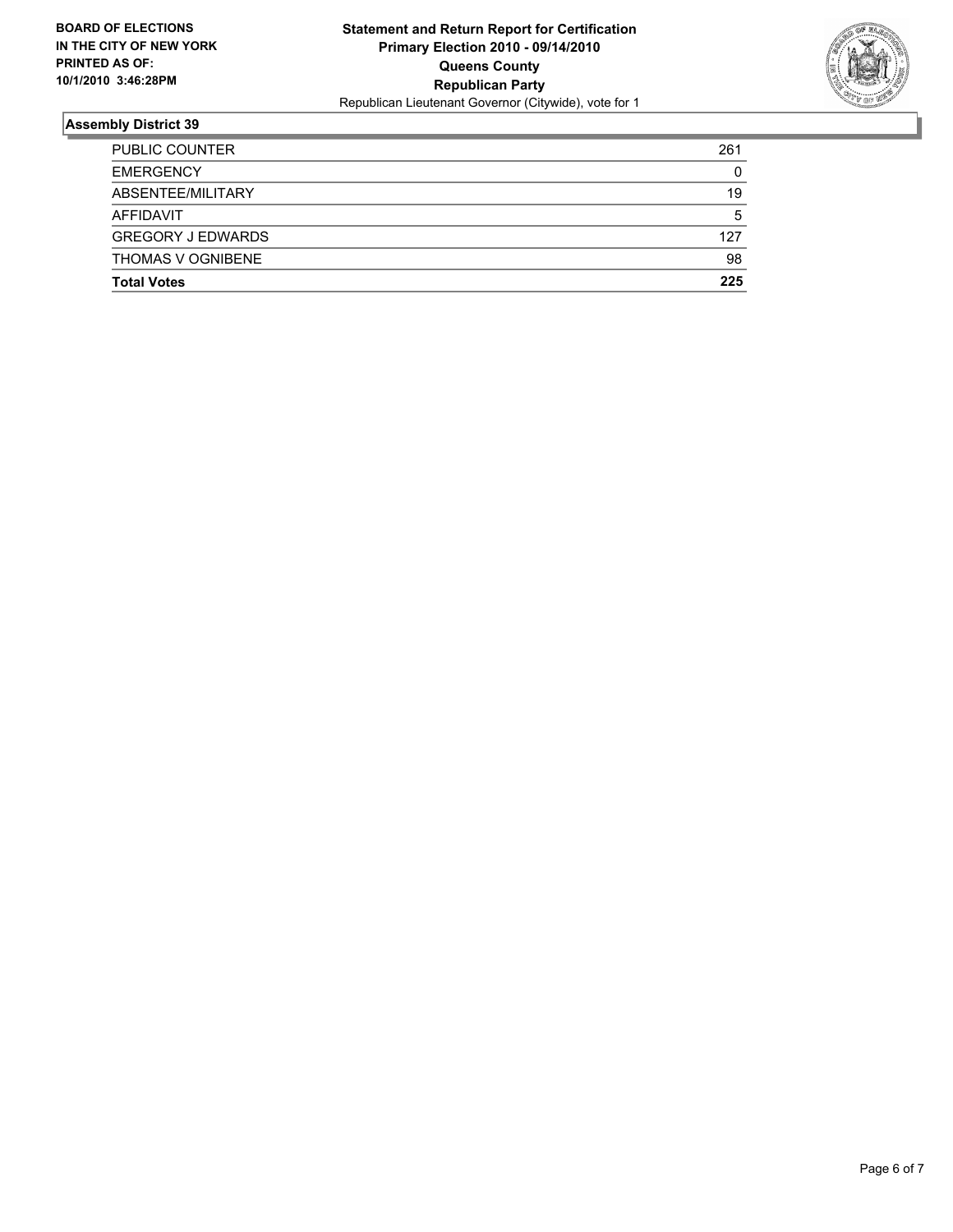**BOARD OF ELECTIONS IN THE CITY OF NEW YORK PRINTED AS OF: 10/1/2010 3:46:28PM**

**Statement and Return Report for Certification**
**Primary Election 2010 - 09/14/2010**
**Queens County**
**Republican Party**
Republican Lieutenant Governor (Citywide), vote for 1

## Assembly District 39

| | |
|---|---|
| PUBLIC COUNTER | 261 |
| EMERGENCY | 0 |
| ABSENTEE/MILITARY | 19 |
| AFFIDAVIT | 5 |
| GREGORY J EDWARDS | 127 |
| THOMAS V OGNIBENE | 98 |
| **Total Votes** | **225** |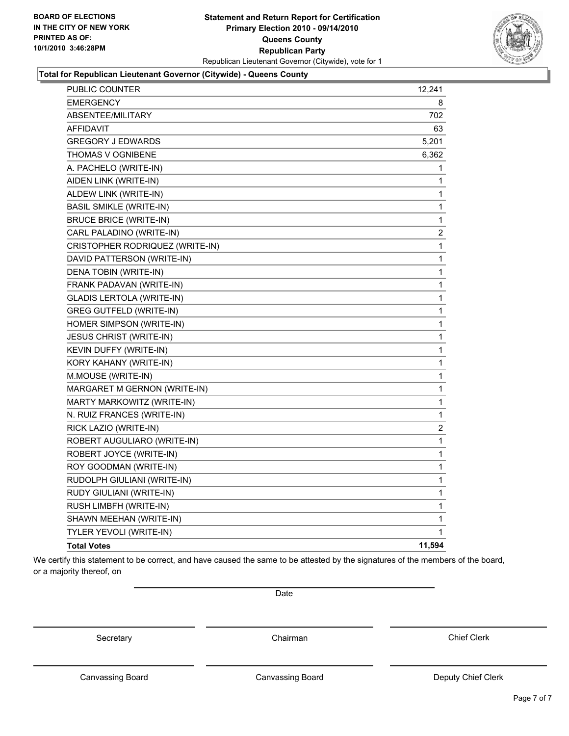**BOARD OF ELECTIONS IN THE CITY OF NEW YORK**
**PRINTED AS OF:**
**10/1/2010 3:46:28PM**

**Statement and Return Report for Certification**
**Primary Election 2010 - 09/14/2010**
**Queens County**
**Republican Party**
Republican Lieutenant Governor (Citywide), vote for 1

**Total for Republican Lieutenant Governor (Citywide) - Queens County**

| | |
|---|---|
| PUBLIC COUNTER | 12,241 |
| EMERGENCY | 8 |
| ABSENTEE/MILITARY | 702 |
| AFFIDAVIT | 63 |
| GREGORY J EDWARDS | 5,201 |
| THOMAS V OGNIBENE | 6,362 |
| A. PACHELO (WRITE-IN) | 1 |
| AIDEN LINK (WRITE-IN) | 1 |
| ALDEW LINK (WRITE-IN) | 1 |
| BASIL SMIKLE (WRITE-IN) | 1 |
| BRUCE BRICE (WRITE-IN) | 1 |
| CARL PALADINO (WRITE-IN) | 2 |
| CRISTOPHER RODRIQUEZ (WRITE-IN) | 1 |
| DAVID PATTERSON (WRITE-IN) | 1 |
| DENA TOBIN (WRITE-IN) | 1 |
| FRANK PADAVAN (WRITE-IN) | 1 |
| GLADIS LERTOLA (WRITE-IN) | 1 |
| GREG GUTFELD (WRITE-IN) | 1 |
| HOMER SIMPSON (WRITE-IN) | 1 |
| JESUS CHRIST (WRITE-IN) | 1 |
| KEVIN DUFFY (WRITE-IN) | 1 |
| KORY KAHANY (WRITE-IN) | 1 |
| M.MOUSE (WRITE-IN) | 1 |
| MARGARET M GERNON (WRITE-IN) | 1 |
| MARTY MARKOWITZ (WRITE-IN) | 1 |
| N. RUIZ FRANCES (WRITE-IN) | 1 |
| RICK LAZIO (WRITE-IN) | 2 |
| ROBERT AUGULIARO (WRITE-IN) | 1 |
| ROBERT JOYCE (WRITE-IN) | 1 |
| ROY GOODMAN (WRITE-IN) | 1 |
| RUDOLPH GIULIANI (WRITE-IN) | 1 |
| RUDY GIULIANI (WRITE-IN) | 1 |
| RUSH LIMBFH (WRITE-IN) | 1 |
| SHAWN MEEHAN (WRITE-IN) | 1 |
| TYLER YEVOLI (WRITE-IN) | 1 |
| **Total Votes** | **11,594** |

We certify this statement to be correct, and have caused the same to be attested by the signatures of the members of the board, or a majority thereof, on

Date

Secretary | Chairman | Chief Clerk

Canvassing Board | Canvassing Board | Deputy Chief Clerk